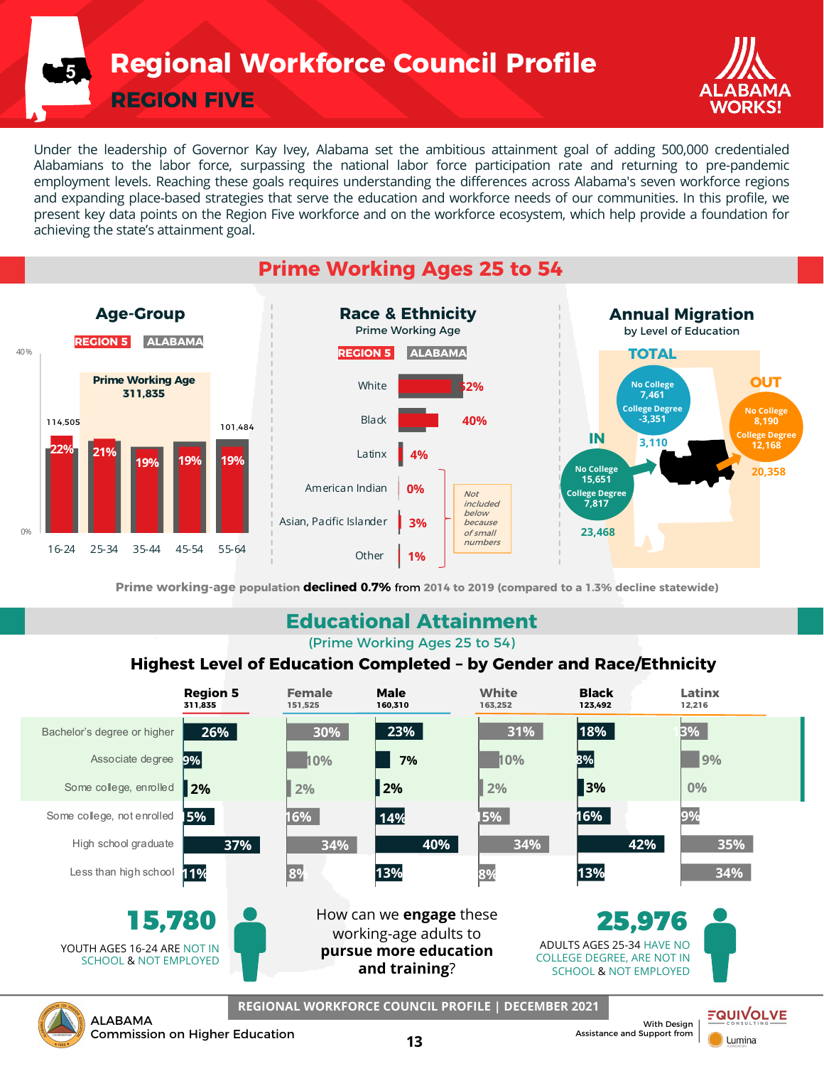# Regional Workforce Council Profile

## REGION FIVE

ALABAMA WORKS!

Under the leadership of Governor Kay Ivey, Alabama set the ambitious attainment goal of adding 500,000 credentialed Alabamians to the labor force, surpassing the national labor force participation rate and returning to pre-pandemic employment levels. Reaching these goals requires understanding the differences across Alabama's seven workforce regions and expanding place-based strategies that serve the education and workforce needs of our communities. In this profile, we present key data points on the Region Five workforce and on the workforce ecosystem, which help provide a foundation for achieving the state's attainment goal.

## Prime Working Ages 25 to 54

### Age-Group

REGION 5 | ALABAMA

Prime Working Age 311,835

| Age | Region 5 | Population |
|---|---|---|
| 16-24 | 22% | 114,505 |
| 25-34 | 21% | |
| 35-44 | 19% | |
| 45-54 | 19% | |
| 55-64 | 19% | 101,484 |

### Race & Ethnicity

Prime Working Age

REGION 5 | ALABAMA

| Race/Ethnicity | Region 5 |
|---|---|
| White | 52% |
| Black | 40% |
| Latinx | 4% |
| American Indian | 0% |
| Asian, Pacific Islander | 3% |
| Other | 1% |

*Not included below because of small numbers*

### Annual Migration

by Level of Education

**TOTAL**: No College 7,461; College Degree -3,351; 3,110

**IN**: No College 15,651; College Degree 7,817; 23,468

**OUT**: No College 8,190; College Degree 12,168; 20,358

Prime working-age population **declined 0.7%** from 2014 to 2019 (compared to a 1.3% decline statewide)

## Educational Attainment

(Prime Working Ages 25 to 54)

### Highest Level of Education Completed – by Gender and Race/Ethnicity

| | Region 5 (311,835) | Female (151,525) | Male (160,310) | White (163,252) | Black (123,492) | Latinx (12,216) |
|---|---|---|---|---|---|---|
| Bachelor's degree or higher | 26% | 30% | 23% | 31% | 18% | 13% |
| Associate degree | 9% | 10% | 7% | 10% | 8% | 9% |
| Some college, enrolled | 2% | 2% | 2% | 2% | 3% | 0% |
| Some college, not enrolled | 15% | 16% | 14% | 15% | 16% | 9% |
| High school graduate | 37% | 34% | 40% | 34% | 42% | 35% |
| Less than high school | 11% | 8% | 13% | 8% | 13% | 34% |

**15,780** YOUTH AGES 16-24 ARE NOT IN SCHOOL & NOT EMPLOYED

How can we **engage** these working-age adults to **pursue more education and training**?

**25,976** ADULTS AGES 25-34 HAVE NO COLLEGE DEGREE, ARE NOT IN SCHOOL & NOT EMPLOYED

ALABAMA Commission on Higher Education

REGIONAL WORKFORCE COUNCIL PROFILE | DECEMBER 2021

With Design Assistance and Support from EQUIVOLVE CONSULTING, Lumina Foundation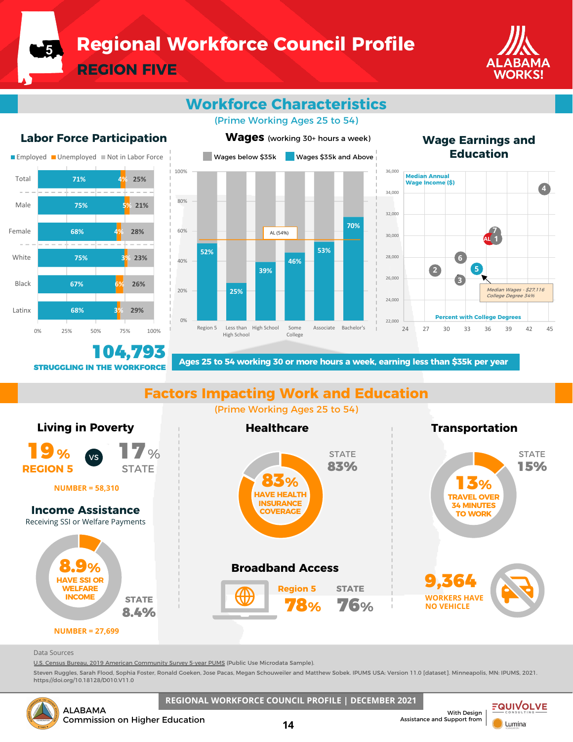# Regional Workforce Council Profile

## REGION FIVE

ALABAMA WORKS!

## Workforce Characteristics

(Prime Working Ages 25 to 54)

### Labor Force Participation

Employed Unemployed Not in Labor Force

Total 71% 4% 25%

Male 75% 5% 21%

Female 68% 4% 28%

White 75% 3% 23%

Black 67% 6% 26%

Latinx 68% 3% 29%

0% 25% 50% 75% 100%

### Wages (working 30+ hours a week)

Wages below $35k Wages $35k and Above

AL (54%)

Region 5 52%
Less than High School 25%
High School 39%
Some College 46%
Associate 53%
Bachelor's 70%

0% 20% 40% 60% 80% 100%

### Wage Earnings and Education

Median Annual Wage Income ($)

Percent with College Degrees

Median Wages - $27,116
College Degree 34%

4, 7, AL, 1, 6, 2, 5, 3

22,000 24,000 26,000 28,000 30,000 32,000 34,000 36,000

24 27 30 33 36 39 42 45

**104,793**
**STRUGGLING IN THE WORKFORCE**

**Ages 25 to 54 working 30 or more hours a week, earning less than $35k per year**

## Factors Impacting Work and Education

(Prime Working Ages 25 to 54)

### Living in Poverty

**19%** REGION 5 VS **17%** STATE

NUMBER = 58,310

### Income Assistance

Receiving SSI or Welfare Payments

**8.9%** HAVE SSI OR WELFARE INCOME

STATE 8.4%

NUMBER = 27,699

### Healthcare

**83%** HAVE HEALTH INSURANCE COVERAGE

STATE 83%

### Broadband Access

Region 5 **78%**

STATE **76%**

### Transportation

**13%** TRAVEL OVER 34 MINUTES TO WORK

STATE 15%

**9,364** WORKERS HAVE NO VEHICLE

Data Sources

U.S. Census Bureau, 2019 American Community Survey 5-year PUMS (Public Use Microdata Sample).

Steven Ruggles, Sarah Flood, Sophia Foster, Ronald Goeken, Jose Pacas, Megan Schouweiler and Matthew Sobek. IPUMS USA: Version 11.0 [dataset]. Minneapolis, MN: IPUMS, 2021. https://doi.org/10.18128/D010.V11.0

ALABAMA Commission on Higher Education

REGIONAL WORKFORCE COUNCIL PROFILE | DECEMBER 2021

With Design Assistance and Support from EQUIVOLVE CONSULTING, Lumina